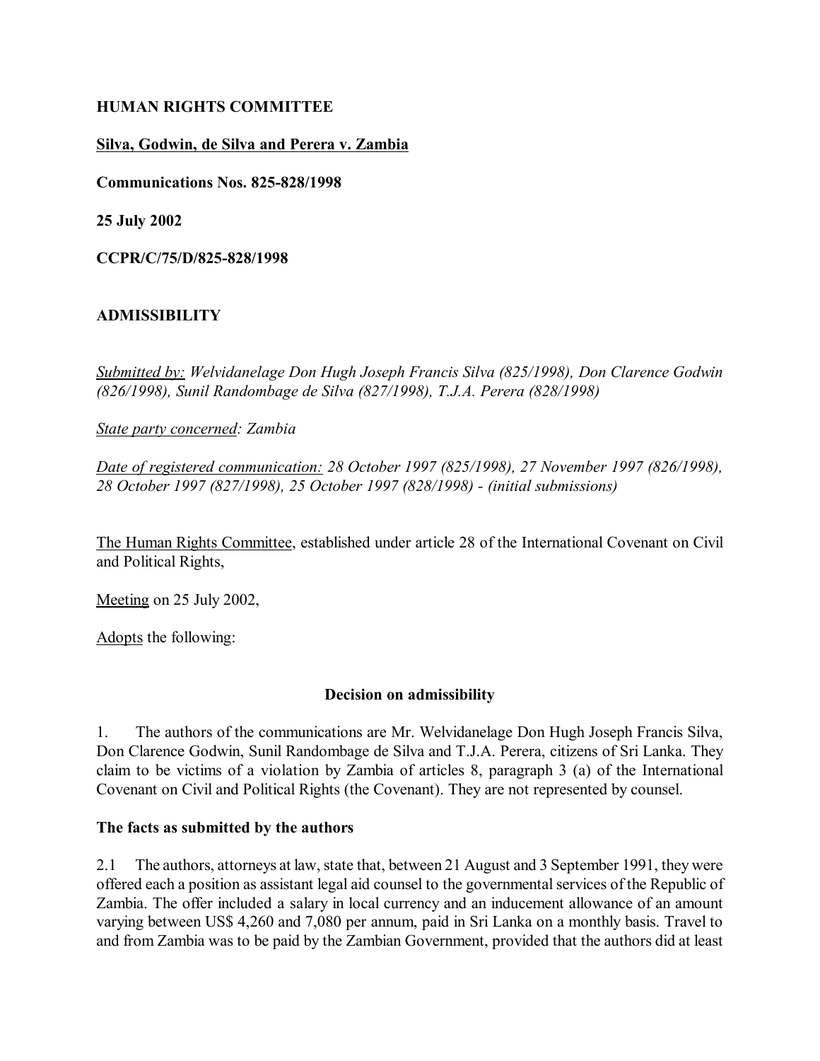**HUMAN RIGHTS COMMITTEE**

**Silva, Godwin, de Silva and Perera v. Zambia**

**Communications Nos. 825-828/1998**

**25 July 2002**

**CCPR/C/75/D/825-828/1998**

**ADMISSIBILITY**

*Submitted by: Welvidanelage Don Hugh Joseph Francis Silva (825/1998), Don Clarence Godwin (826/1998), Sunil Randombage de Silva (827/1998), T.J.A. Perera (828/1998)*

*State party concerned: Zambia*

*Date of registered communication: 28 October 1997 (825/1998), 27 November 1997 (826/1998), 28 October 1997 (827/1998), 25 October 1997 (828/1998) - (initial submissions)*

The Human Rights Committee, established under article 28 of the International Covenant on Civil and Political Rights,

Meeting on 25 July 2002,

Adopts the following:

**Decision on admissibility**

1. The authors of the communications are Mr. Welvidanelage Don Hugh Joseph Francis Silva, Don Clarence Godwin, Sunil Randombage de Silva and T.J.A. Perera, citizens of Sri Lanka. They claim to be victims of a violation by Zambia of articles 8, paragraph 3 (a) of the International Covenant on Civil and Political Rights (the Covenant). They are not represented by counsel.

**The facts as submitted by the authors**

2.1 The authors, attorneys at law, state that, between 21 August and 3 September 1991, they were offered each a position as assistant legal aid counsel to the governmental services of the Republic of Zambia. The offer included a salary in local currency and an inducement allowance of an amount varying between US$ 4,260 and 7,080 per annum, paid in Sri Lanka on a monthly basis. Travel to and from Zambia was to be paid by the Zambian Government, provided that the authors did at least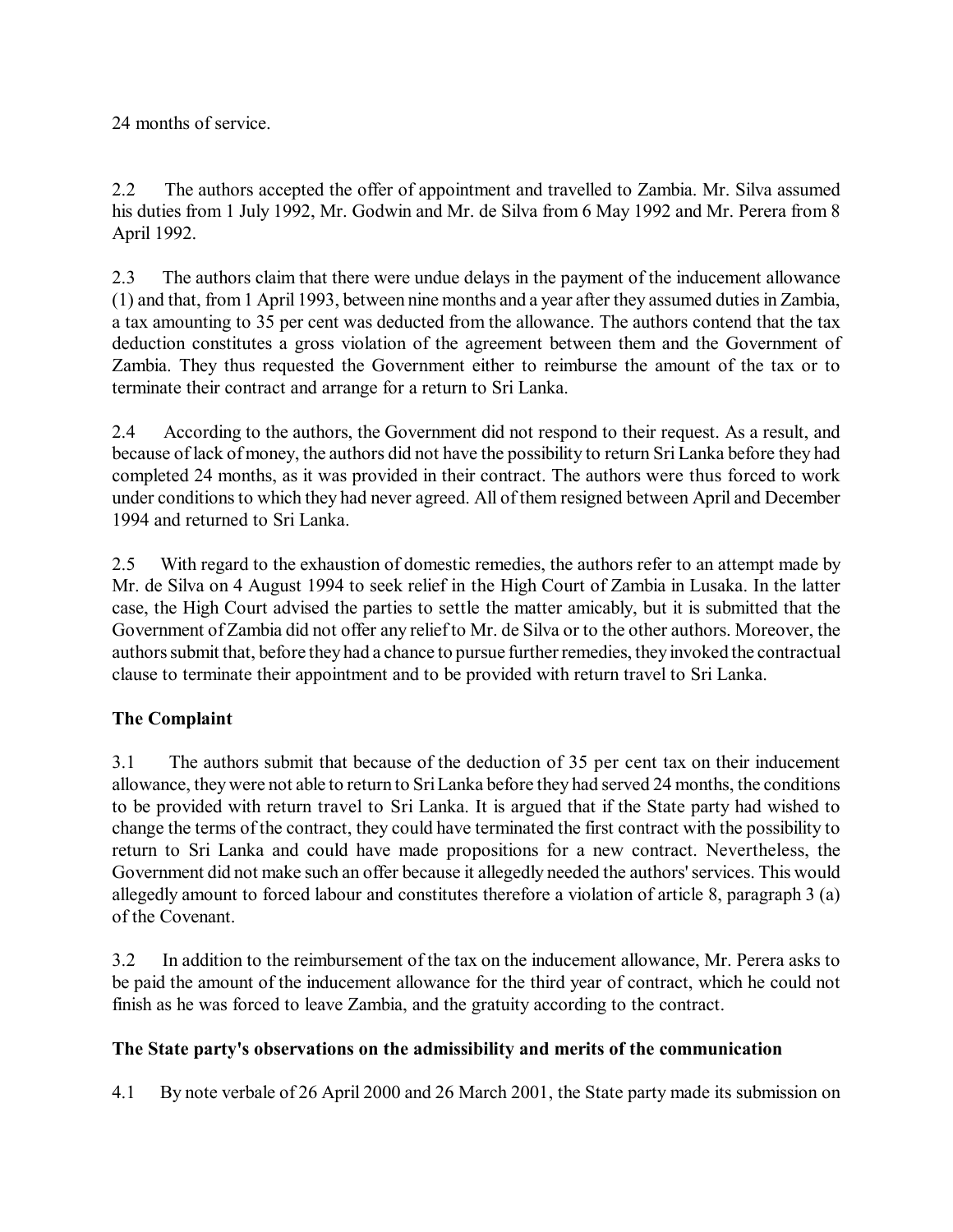24 months of service.

2.2 The authors accepted the offer of appointment and travelled to Zambia. Mr. Silva assumed his duties from 1 July 1992, Mr. Godwin and Mr. de Silva from 6 May 1992 and Mr. Perera from 8 April 1992.

2.3 The authors claim that there were undue delays in the payment of the inducement allowance (1) and that, from 1 April 1993, between nine months and a year after they assumed duties in Zambia, a tax amounting to 35 per cent was deducted from the allowance. The authors contend that the tax deduction constitutes a gross violation of the agreement between them and the Government of Zambia. They thus requested the Government either to reimburse the amount of the tax or to terminate their contract and arrange for a return to Sri Lanka.

2.4 According to the authors, the Government did not respond to their request. As a result, and because of lack of money, the authors did not have the possibility to return Sri Lanka before they had completed 24 months, as it was provided in their contract. The authors were thus forced to work under conditions to which they had never agreed. All of them resigned between April and December 1994 and returned to Sri Lanka.

2.5 With regard to the exhaustion of domestic remedies, the authors refer to an attempt made by Mr. de Silva on 4 August 1994 to seek relief in the High Court of Zambia in Lusaka. In the latter case, the High Court advised the parties to settle the matter amicably, but it is submitted that the Government of Zambia did not offer any relief to Mr. de Silva or to the other authors. Moreover, the authors submit that, before they had a chance to pursue further remedies, they invoked the contractual clause to terminate their appointment and to be provided with return travel to Sri Lanka.

## The Complaint

3.1 The authors submit that because of the deduction of 35 per cent tax on their inducement allowance, they were not able to return to Sri Lanka before they had served 24 months, the conditions to be provided with return travel to Sri Lanka. It is argued that if the State party had wished to change the terms of the contract, they could have terminated the first contract with the possibility to return to Sri Lanka and could have made propositions for a new contract. Nevertheless, the Government did not make such an offer because it allegedly needed the authors' services. This would allegedly amount to forced labour and constitutes therefore a violation of article 8, paragraph 3 (a) of the Covenant.

3.2 In addition to the reimbursement of the tax on the inducement allowance, Mr. Perera asks to be paid the amount of the inducement allowance for the third year of contract, which he could not finish as he was forced to leave Zambia, and the gratuity according to the contract.

## The State party's observations on the admissibility and merits of the communication

4.1 By note verbale of 26 April 2000 and 26 March 2001, the State party made its submission on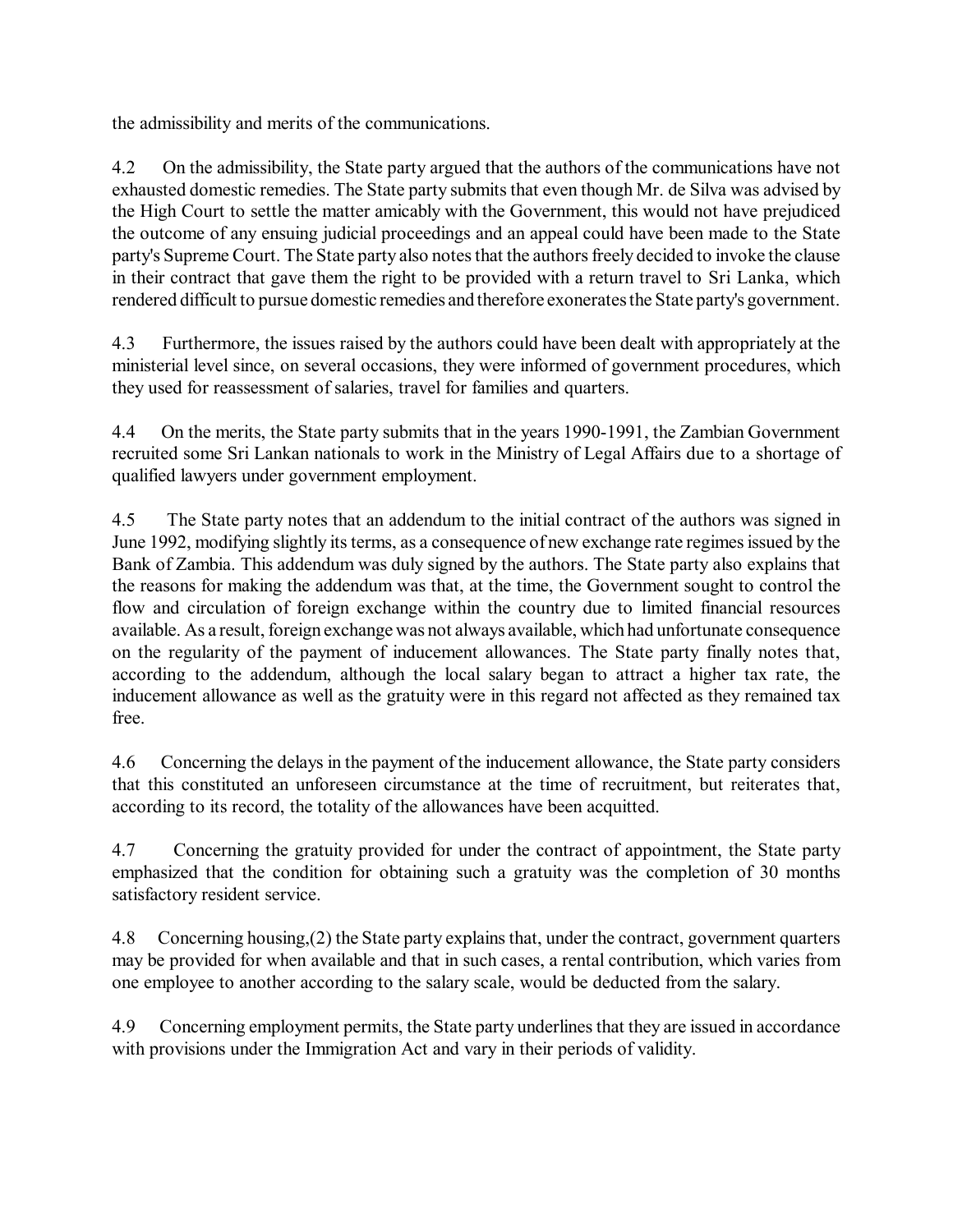the admissibility and merits of the communications.

4.2 On the admissibility, the State party argued that the authors of the communications have not exhausted domestic remedies. The State party submits that even though Mr. de Silva was advised by the High Court to settle the matter amicably with the Government, this would not have prejudiced the outcome of any ensuing judicial proceedings and an appeal could have been made to the State party's Supreme Court. The State party also notes that the authors freely decided to invoke the clause in their contract that gave them the right to be provided with a return travel to Sri Lanka, which rendered difficult to pursue domestic remedies and therefore exonerates the State party's government.

4.3 Furthermore, the issues raised by the authors could have been dealt with appropriately at the ministerial level since, on several occasions, they were informed of government procedures, which they used for reassessment of salaries, travel for families and quarters.

4.4 On the merits, the State party submits that in the years 1990-1991, the Zambian Government recruited some Sri Lankan nationals to work in the Ministry of Legal Affairs due to a shortage of qualified lawyers under government employment.

4.5 The State party notes that an addendum to the initial contract of the authors was signed in June 1992, modifying slightly its terms, as a consequence of new exchange rate regimes issued by the Bank of Zambia. This addendum was duly signed by the authors. The State party also explains that the reasons for making the addendum was that, at the time, the Government sought to control the flow and circulation of foreign exchange within the country due to limited financial resources available. As a result, foreign exchange was not always available, which had unfortunate consequence on the regularity of the payment of inducement allowances. The State party finally notes that, according to the addendum, although the local salary began to attract a higher tax rate, the inducement allowance as well as the gratuity were in this regard not affected as they remained tax free.

4.6 Concerning the delays in the payment of the inducement allowance, the State party considers that this constituted an unforeseen circumstance at the time of recruitment, but reiterates that, according to its record, the totality of the allowances have been acquitted.

4.7 Concerning the gratuity provided for under the contract of appointment, the State party emphasized that the condition for obtaining such a gratuity was the completion of 30 months satisfactory resident service.

4.8 Concerning housing,(2) the State party explains that, under the contract, government quarters may be provided for when available and that in such cases, a rental contribution, which varies from one employee to another according to the salary scale, would be deducted from the salary.

4.9 Concerning employment permits, the State party underlines that they are issued in accordance with provisions under the Immigration Act and vary in their periods of validity.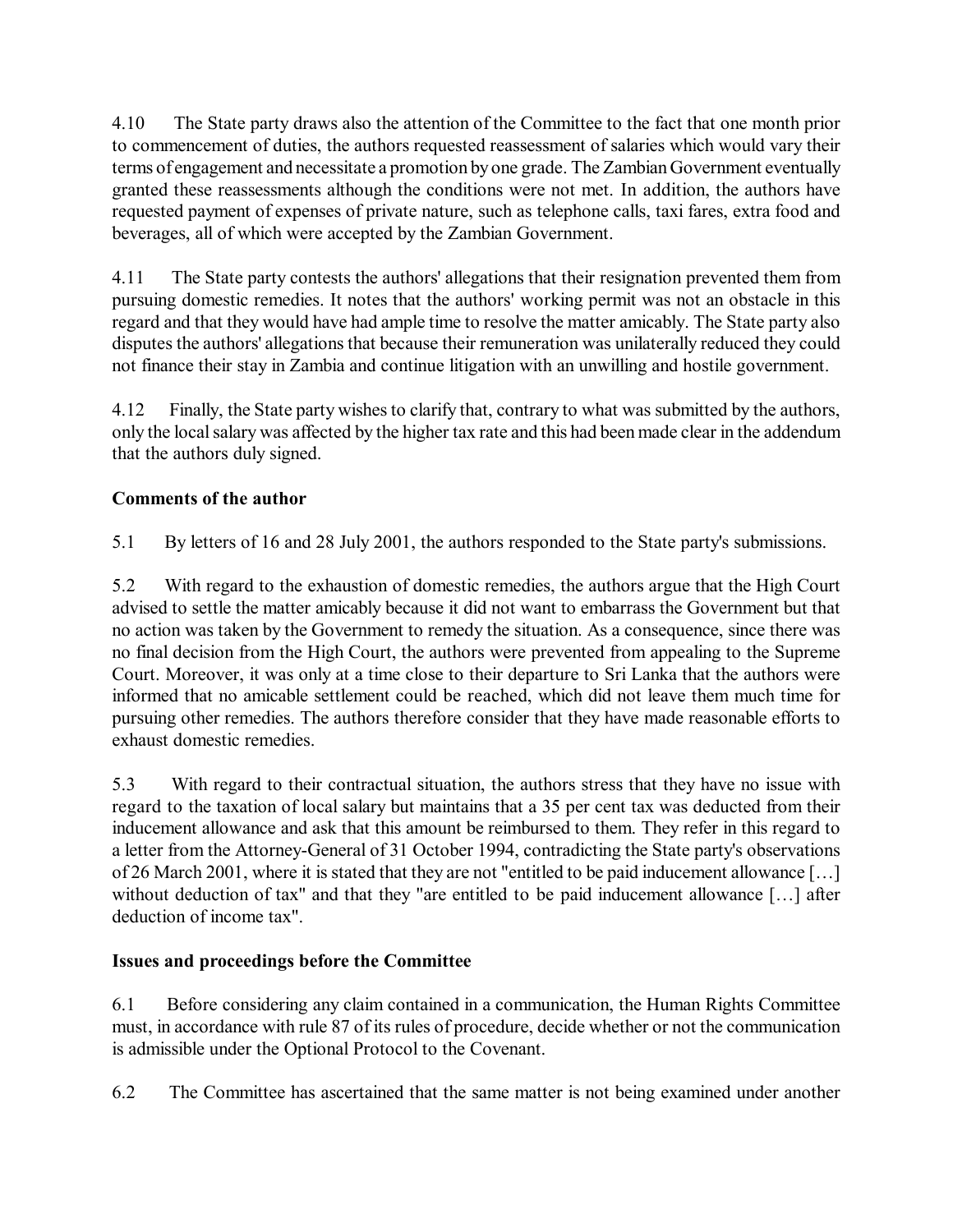4.10 The State party draws also the attention of the Committee to the fact that one month prior to commencement of duties, the authors requested reassessment of salaries which would vary their terms of engagement and necessitate a promotion by one grade. The Zambian Government eventually granted these reassessments although the conditions were not met. In addition, the authors have requested payment of expenses of private nature, such as telephone calls, taxi fares, extra food and beverages, all of which were accepted by the Zambian Government.

4.11 The State party contests the authors' allegations that their resignation prevented them from pursuing domestic remedies. It notes that the authors' working permit was not an obstacle in this regard and that they would have had ample time to resolve the matter amicably. The State party also disputes the authors' allegations that because their remuneration was unilaterally reduced they could not finance their stay in Zambia and continue litigation with an unwilling and hostile government.

4.12 Finally, the State party wishes to clarify that, contrary to what was submitted by the authors, only the local salary was affected by the higher tax rate and this had been made clear in the addendum that the authors duly signed.

**Comments of the author**

5.1 By letters of 16 and 28 July 2001, the authors responded to the State party's submissions.

5.2 With regard to the exhaustion of domestic remedies, the authors argue that the High Court advised to settle the matter amicably because it did not want to embarrass the Government but that no action was taken by the Government to remedy the situation. As a consequence, since there was no final decision from the High Court, the authors were prevented from appealing to the Supreme Court. Moreover, it was only at a time close to their departure to Sri Lanka that the authors were informed that no amicable settlement could be reached, which did not leave them much time for pursuing other remedies. The authors therefore consider that they have made reasonable efforts to exhaust domestic remedies.

5.3 With regard to their contractual situation, the authors stress that they have no issue with regard to the taxation of local salary but maintains that a 35 per cent tax was deducted from their inducement allowance and ask that this amount be reimbursed to them. They refer in this regard to a letter from the Attorney-General of 31 October 1994, contradicting the State party's observations of 26 March 2001, where it is stated that they are not "entitled to be paid inducement allowance […] without deduction of tax" and that they "are entitled to be paid inducement allowance […] after deduction of income tax".

**Issues and proceedings before the Committee**

6.1 Before considering any claim contained in a communication, the Human Rights Committee must, in accordance with rule 87 of its rules of procedure, decide whether or not the communication is admissible under the Optional Protocol to the Covenant.

6.2 The Committee has ascertained that the same matter is not being examined under another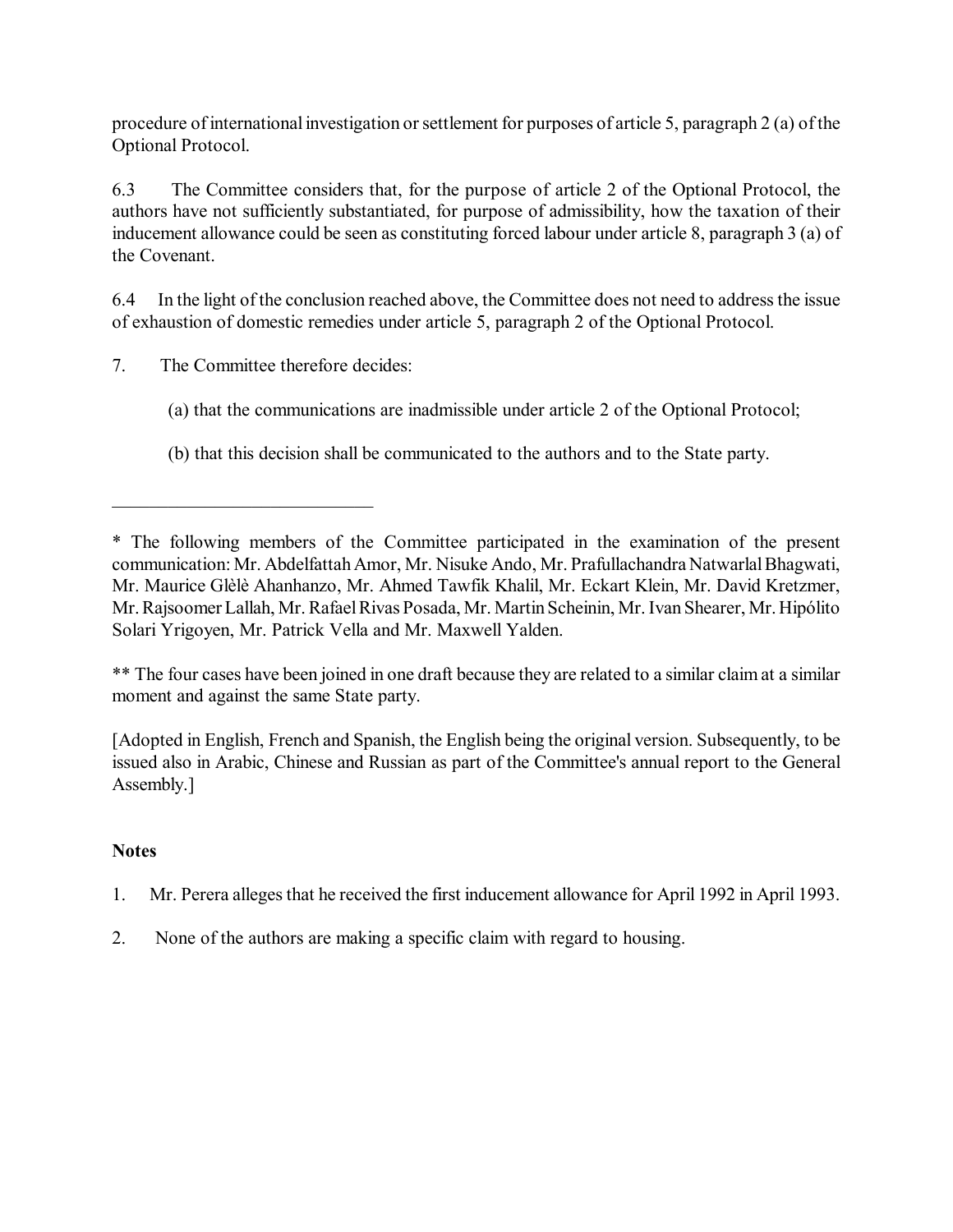procedure of international investigation or settlement for purposes of article 5, paragraph 2 (a) of the Optional Protocol.

6.3 The Committee considers that, for the purpose of article 2 of the Optional Protocol, the authors have not sufficiently substantiated, for purpose of admissibility, how the taxation of their inducement allowance could be seen as constituting forced labour under article 8, paragraph 3 (a) of the Covenant.

6.4 In the light of the conclusion reached above, the Committee does not need to address the issue of exhaustion of domestic remedies under article 5, paragraph 2 of the Optional Protocol.

7. The Committee therefore decides:

(a) that the communications are inadmissible under article 2 of the Optional Protocol;

(b) that this decision shall be communicated to the authors and to the State party.

---

* The following members of the Committee participated in the examination of the present communication: Mr. Abdelfattah Amor, Mr. Nisuke Ando, Mr. Prafullachandra Natwarlal Bhagwati, Mr. Maurice Glèlè Ahanhanzo, Mr. Ahmed Tawfik Khalil, Mr. Eckart Klein, Mr. David Kretzmer, Mr. Rajsoomer Lallah, Mr. Rafael Rivas Posada, Mr. Martin Scheinin, Mr. Ivan Shearer, Mr. Hipólito Solari Yrigoyen, Mr. Patrick Vella and Mr. Maxwell Yalden.

** The four cases have been joined in one draft because they are related to a similar claim at a similar moment and against the same State party.

[Adopted in English, French and Spanish, the English being the original version. Subsequently, to be issued also in Arabic, Chinese and Russian as part of the Committee's annual report to the General Assembly.]

**Notes**

1. Mr. Perera alleges that he received the first inducement allowance for April 1992 in April 1993.

2. None of the authors are making a specific claim with regard to housing.